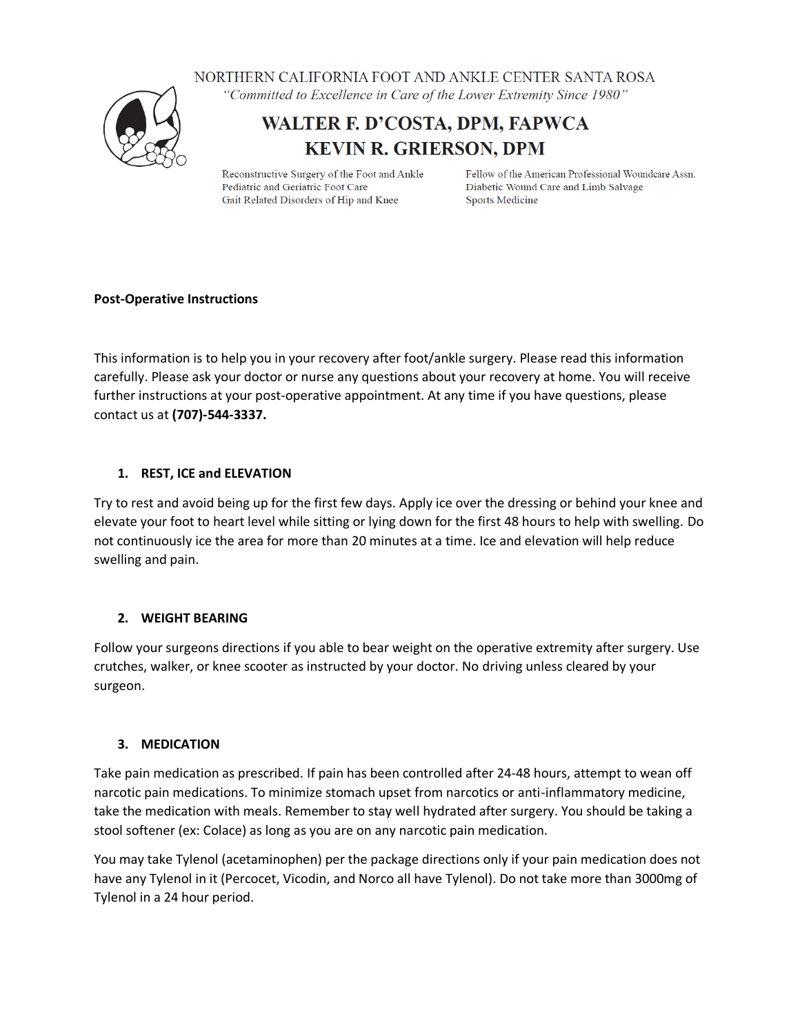NORTHERN CALIFORNIA FOOT AND ANKLE CENTER SANTA ROSA

*"Committed to Excellence in Care of the Lower Extremity Since 1980"*

# WALTER F. D'COSTA, DPM, FAPWCA
# KEVIN R. GRIERSON, DPM

Reconstructive Surgery of the Foot and Ankle
Pediatric and Geriatric Foot Care
Gait Related Disorders of Hip and Knee

Fellow of the American Professional Woundcare Assn.
Diabetic Wound Care and Limb Salvage
Sports Medicine

## Post-Operative Instructions

This information is to help you in your recovery after foot/ankle surgery. Please read this information carefully. Please ask your doctor or nurse any questions about your recovery at home. You will receive further instructions at your post-operative appointment. At any time if you have questions, please contact us at **(707)-544-3337.**

### 1. REST, ICE and ELEVATION

Try to rest and avoid being up for the first few days. Apply ice over the dressing or behind your knee and elevate your foot to heart level while sitting or lying down for the first 48 hours to help with swelling. Do not continuously ice the area for more than 20 minutes at a time. Ice and elevation will help reduce swelling and pain.

### 2. WEIGHT BEARING

Follow your surgeons directions if you able to bear weight on the operative extremity after surgery. Use crutches, walker, or knee scooter as instructed by your doctor. No driving unless cleared by your surgeon.

### 3. MEDICATION

Take pain medication as prescribed. If pain has been controlled after 24-48 hours, attempt to wean off narcotic pain medications. To minimize stomach upset from narcotics or anti-inflammatory medicine, take the medication with meals. Remember to stay well hydrated after surgery. You should be taking a stool softener (ex: Colace) as long as you are on any narcotic pain medication.

You may take Tylenol (acetaminophen) per the package directions only if your pain medication does not have any Tylenol in it (Percocet, Vicodin, and Norco all have Tylenol). Do not take more than 3000mg of Tylenol in a 24 hour period.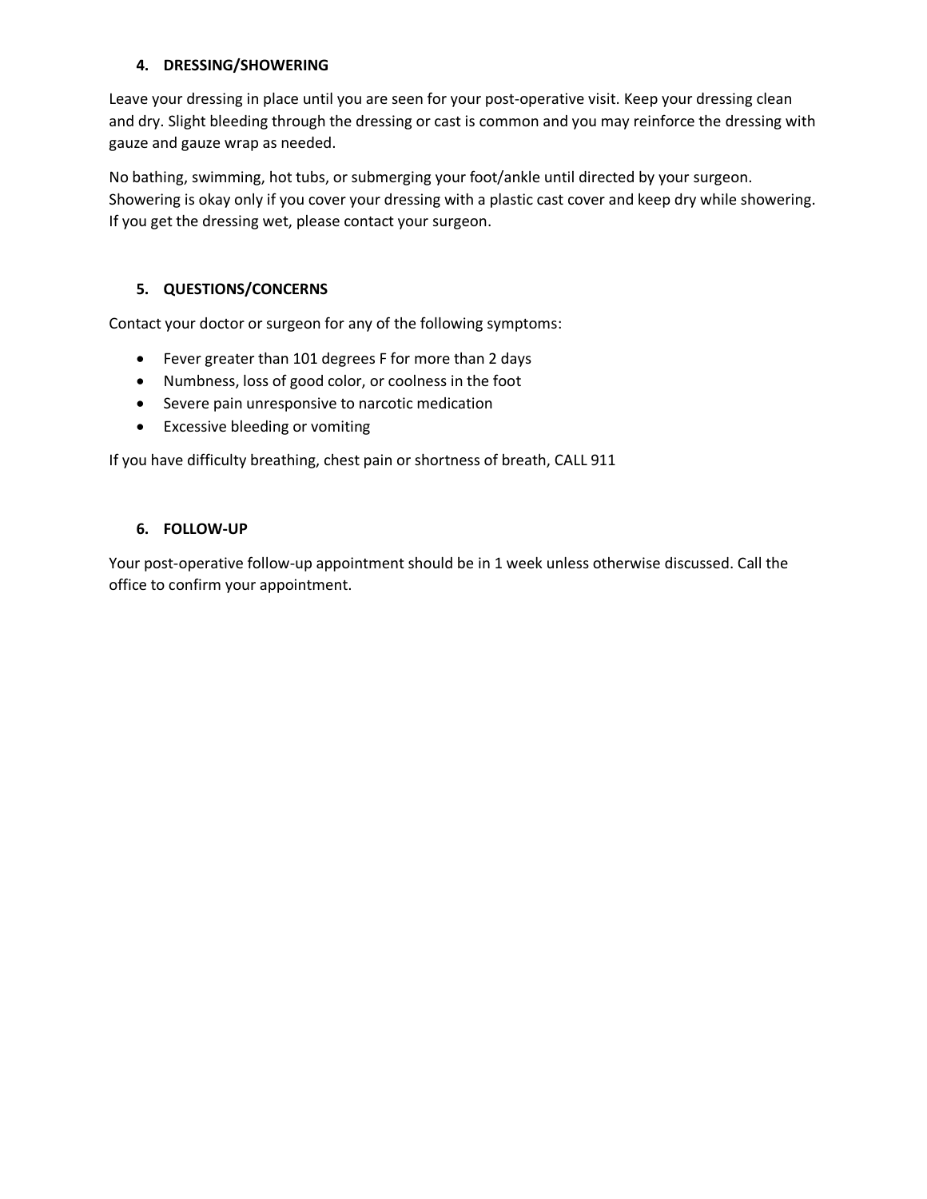## 4. DRESSING/SHOWERING

Leave your dressing in place until you are seen for your post-operative visit. Keep your dressing clean and dry. Slight bleeding through the dressing or cast is common and you may reinforce the dressing with gauze and gauze wrap as needed.

No bathing, swimming, hot tubs, or submerging your foot/ankle until directed by your surgeon. Showering is okay only if you cover your dressing with a plastic cast cover and keep dry while showering. If you get the dressing wet, please contact your surgeon.

## 5. QUESTIONS/CONCERNS

Contact your doctor or surgeon for any of the following symptoms:

- Fever greater than 101 degrees F for more than 2 days
- Numbness, loss of good color, or coolness in the foot
- Severe pain unresponsive to narcotic medication
- Excessive bleeding or vomiting

If you have difficulty breathing, chest pain or shortness of breath, CALL 911

## 6. FOLLOW-UP

Your post-operative follow-up appointment should be in 1 week unless otherwise discussed. Call the office to confirm your appointment.